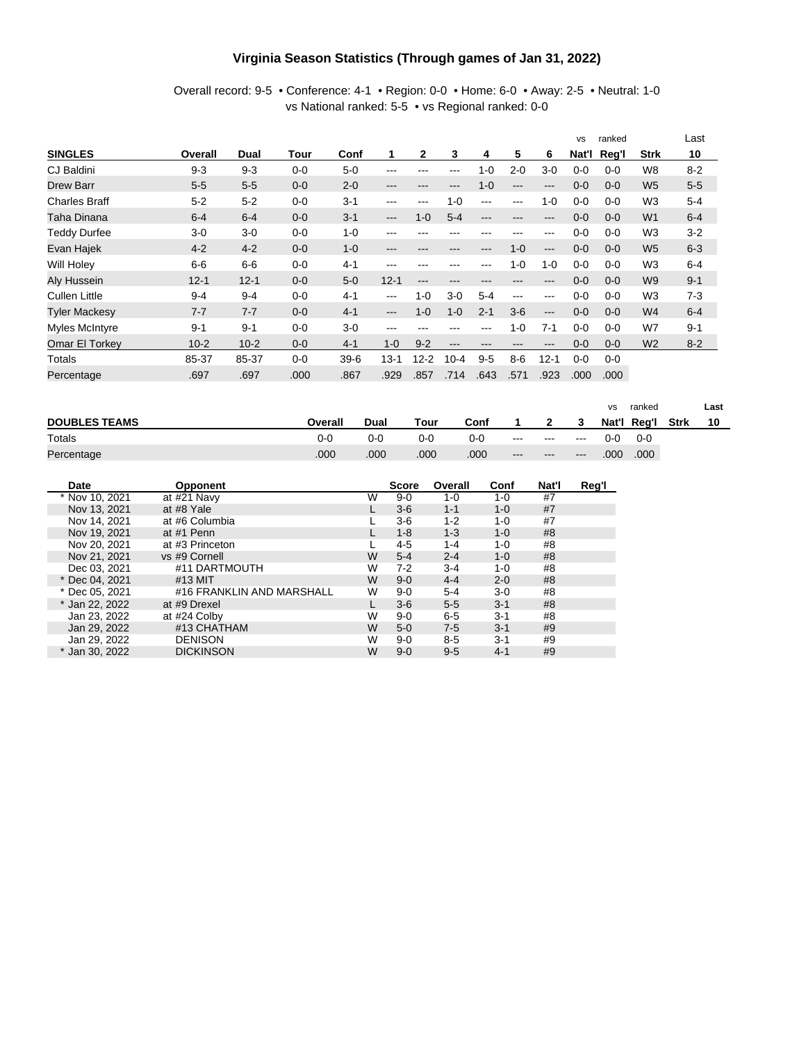# Virginia Season Statistics (Through games of Jan 31, 2022)

Overall record: 9-5 • Conference: 4-1 • Region: 0-0 • Home: 6-0 • Away: 2-5 • Neutral: 1-0
vs National ranked: 5-5 • vs Regional ranked: 0-0

| SINGLES | Overall | Dual | Tour | Conf | 1 | 2 | 3 | 4 | 5 | 6 | vs Nat'l | ranked Reg'l | Strk | Last 10 |
|---|---|---|---|---|---|---|---|---|---|---|---|---|---|---|
| CJ Baldini | 9-3 | 9-3 | 0-0 | 5-0 | --- | --- | --- | 1-0 | 2-0 | 3-0 | 0-0 | 0-0 | W8 | 8-2 |
| Drew Barr | 5-5 | 5-5 | 0-0 | 2-0 | --- | --- | --- | 1-0 | --- | --- | 0-0 | 0-0 | W5 | 5-5 |
| Charles Braff | 5-2 | 5-2 | 0-0 | 3-1 | --- | --- | 1-0 | --- | --- | 1-0 | 0-0 | 0-0 | W3 | 5-4 |
| Taha Dinana | 6-4 | 6-4 | 0-0 | 3-1 | --- | 1-0 | 5-4 | --- | --- | --- | 0-0 | 0-0 | W1 | 6-4 |
| Teddy Durfee | 3-0 | 3-0 | 0-0 | 1-0 | --- | --- | --- | --- | --- | --- | 0-0 | 0-0 | W3 | 3-2 |
| Evan Hajek | 4-2 | 4-2 | 0-0 | 1-0 | --- | --- | --- | --- | 1-0 | --- | 0-0 | 0-0 | W5 | 6-3 |
| Will Holey | 6-6 | 6-6 | 0-0 | 4-1 | --- | --- | --- | --- | 1-0 | 1-0 | 0-0 | 0-0 | W3 | 6-4 |
| Aly Hussein | 12-1 | 12-1 | 0-0 | 5-0 | 12-1 | --- | --- | --- | --- | --- | 0-0 | 0-0 | W9 | 9-1 |
| Cullen Little | 9-4 | 9-4 | 0-0 | 4-1 | --- | 1-0 | 3-0 | 5-4 | --- | --- | 0-0 | 0-0 | W3 | 7-3 |
| Tyler Mackesy | 7-7 | 7-7 | 0-0 | 4-1 | --- | 1-0 | 1-0 | 2-1 | 3-6 | --- | 0-0 | 0-0 | W4 | 6-4 |
| Myles McIntyre | 9-1 | 9-1 | 0-0 | 3-0 | --- | --- | --- | --- | 1-0 | 7-1 | 0-0 | 0-0 | W7 | 9-1 |
| Omar El Torkey | 10-2 | 10-2 | 0-0 | 4-1 | 1-0 | 9-2 | --- | --- | --- | --- | 0-0 | 0-0 | W2 | 8-2 |
| Totals | 85-37 | 85-37 | 0-0 | 39-6 | 13-1 | 12-2 | 10-4 | 9-5 | 8-6 | 12-1 | 0-0 | 0-0 | | |
| Percentage | .697 | .697 | .000 | .867 | .929 | .857 | .714 | .643 | .571 | .923 | .000 | .000 | | |

| DOUBLES TEAMS | Overall | Dual | Tour | Conf | 1 | 2 | 3 | vs Nat'l | ranked Reg'l | Strk | Last 10 |
|---|---|---|---|---|---|---|---|---|---|---|---|
| Totals | 0-0 | 0-0 | 0-0 | 0-0 | --- | --- | --- | 0-0 | 0-0 | | |
| Percentage | .000 | .000 | .000 | .000 | --- | --- | --- | .000 | .000 | | |

| Date | Opponent | | Score | Overall | Conf | Nat'l | Reg'l |
|---|---|---|---|---|---|---|---|
| * Nov 10, 2021 | at #21 Navy | W | 9-0 | 1-0 | 1-0 | #7 | |
| Nov 13, 2021 | at #8 Yale | L | 3-6 | 1-1 | 1-0 | #7 | |
| Nov 14, 2021 | at #6 Columbia | L | 3-6 | 1-2 | 1-0 | #7 | |
| Nov 19, 2021 | at #1 Penn | L | 1-8 | 1-3 | 1-0 | #8 | |
| Nov 20, 2021 | at #3 Princeton | L | 4-5 | 1-4 | 1-0 | #8 | |
| Nov 21, 2021 | vs #9 Cornell | W | 5-4 | 2-4 | 1-0 | #8 | |
| Dec 03, 2021 | #11 DARTMOUTH | W | 7-2 | 3-4 | 1-0 | #8 | |
| * Dec 04, 2021 | #13 MIT | W | 9-0 | 4-4 | 2-0 | #8 | |
| * Dec 05, 2021 | #16 FRANKLIN AND MARSHALL | W | 9-0 | 5-4 | 3-0 | #8 | |
| * Jan 22, 2022 | at #9 Drexel | L | 3-6 | 5-5 | 3-1 | #8 | |
| Jan 23, 2022 | at #24 Colby | W | 9-0 | 6-5 | 3-1 | #8 | |
| Jan 29, 2022 | #13 CHATHAM | W | 5-0 | 7-5 | 3-1 | #9 | |
| Jan 29, 2022 | DENISON | W | 9-0 | 8-5 | 3-1 | #9 | |
| * Jan 30, 2022 | DICKINSON | W | 9-0 | 9-5 | 4-1 | #9 | |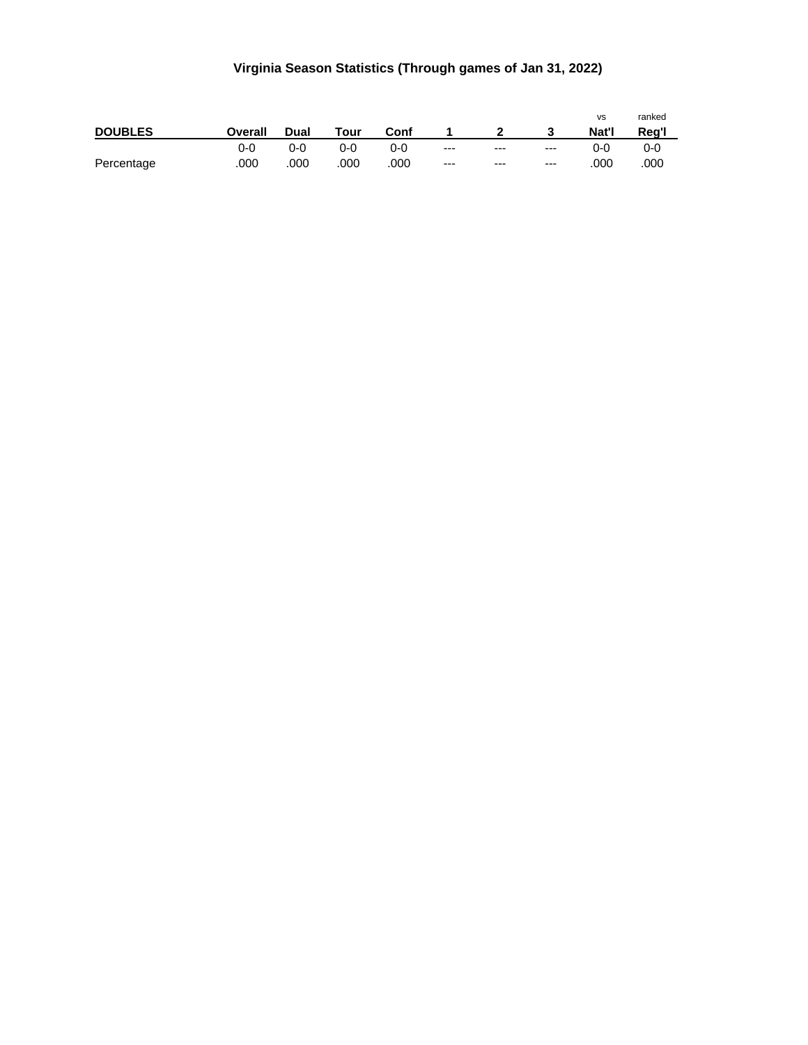# Virginia Season Statistics (Through games of Jan 31, 2022)

| DOUBLES | Overall | Dual | Tour | Conf | 1 | 2 | 3 | vs Nat'l | ranked Reg'l |
|---|---|---|---|---|---|---|---|---|---|
| | 0-0 | 0-0 | 0-0 | 0-0 | --- | --- | --- | 0-0 | 0-0 |
| Percentage | .000 | .000 | .000 | .000 | --- | --- | --- | .000 | .000 |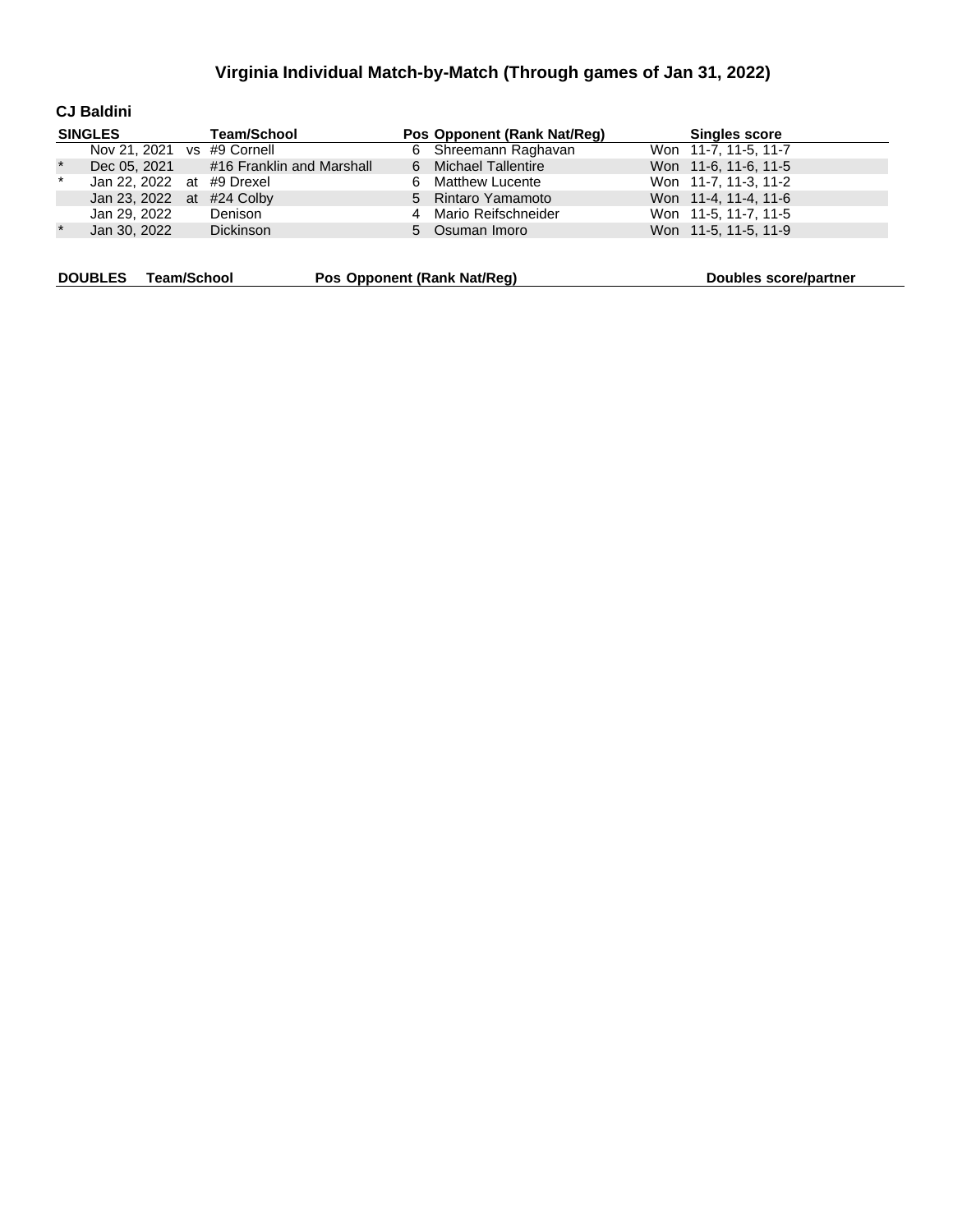# Virginia Individual Match-by-Match (Through games of Jan 31, 2022)

## CJ Baldini

| SINGLES | | | Team/School | Pos | Opponent (Rank Nat/Reg) | | Singles score |
|---|---|---|---|---|---|---|---|
| | Nov 21, 2021 | vs | #9 Cornell | 6 | Shreemann Raghavan | Won | 11-7, 11-5, 11-7 |
| * | Dec 05, 2021 | | #16 Franklin and Marshall | 6 | Michael Tallentire | Won | 11-6, 11-6, 11-5 |
| * | Jan 22, 2022 | at | #9 Drexel | 6 | Matthew Lucente | Won | 11-7, 11-3, 11-2 |
| | Jan 23, 2022 | at | #24 Colby | 5 | Rintaro Yamamoto | Won | 11-4, 11-4, 11-6 |
| | Jan 29, 2022 | | Denison | 4 | Mario Reifschneider | Won | 11-5, 11-7, 11-5 |
| * | Jan 30, 2022 | | Dickinson | 5 | Osuman Imoro | Won | 11-5, 11-5, 11-9 |

| DOUBLES | Team/School | Pos | Opponent (Rank Nat/Reg) | Doubles score/partner |
|---|---|---|---|---|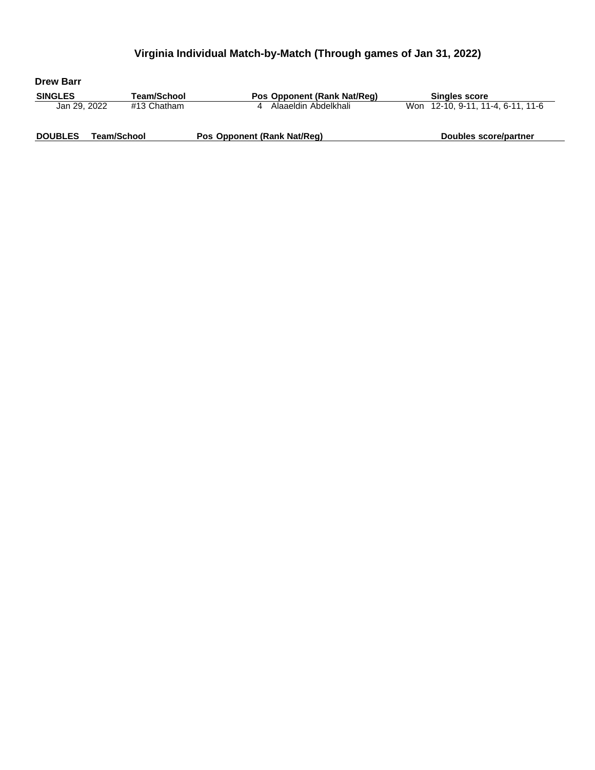# Virginia Individual Match-by-Match (Through games of Jan 31, 2022)

## Drew Barr

| SINGLES | Team/School | Pos | Opponent (Rank Nat/Reg) | | Singles score |
|---|---|---|---|---|---|
| Jan 29, 2022 | #13 Chatham | 4 | Alaaeldin Abdelkhali | Won | 12-10, 9-11, 11-4, 6-11, 11-6 |

| DOUBLES | Team/School | Pos | Opponent (Rank Nat/Reg) | Doubles score/partner |
|---|---|---|---|---|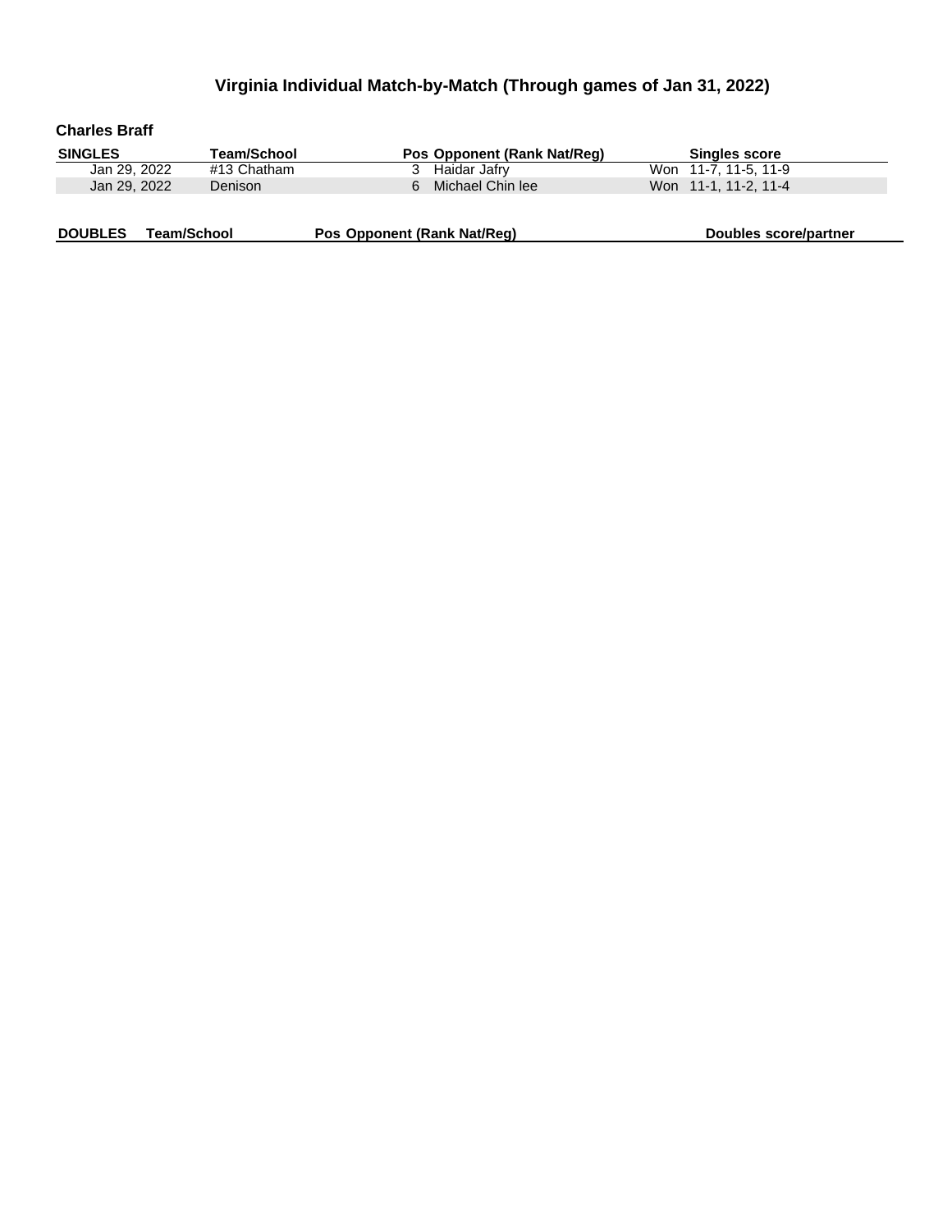## Virginia Individual Match-by-Match (Through games of Jan 31, 2022)

### Charles Braff

| SINGLES | Team/School | Pos | Opponent (Rank Nat/Reg) | | Singles score |
|---|---|---|---|---|---|
| Jan 29, 2022 | #13 Chatham | 3 | Haidar Jafry | Won | 11-7, 11-5, 11-9 |
| Jan 29, 2022 | Denison | 6 | Michael Chin lee | Won | 11-1, 11-2, 11-4 |

| DOUBLES | Team/School | Pos | Opponent (Rank Nat/Reg) | Doubles score/partner |
|---|---|---|---|---|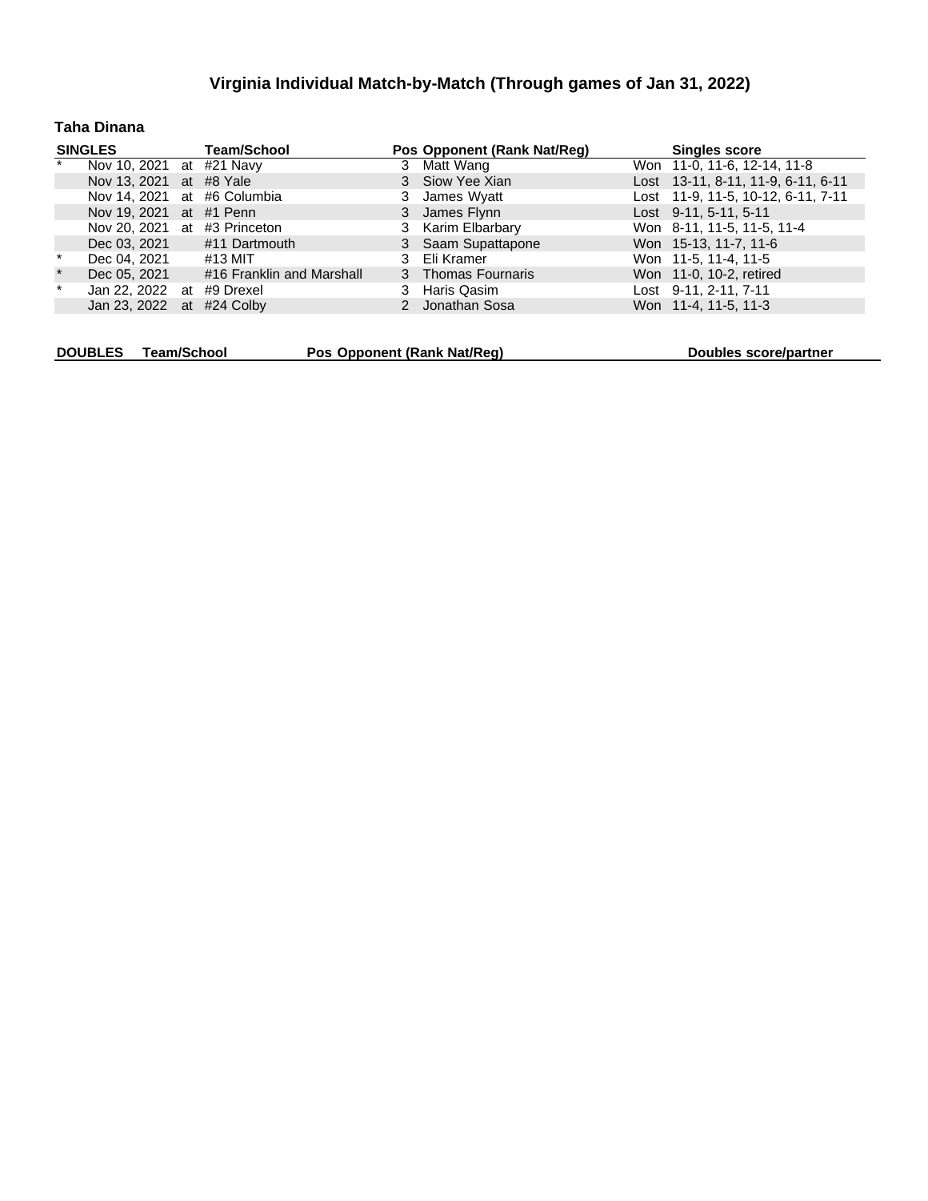# Virginia Individual Match-by-Match (Through games of Jan 31, 2022)

### Taha Dinana

| SINGLES | | | Team/School | Pos | Opponent (Rank Nat/Reg) | | Singles score |
|---|---|---|---|---|---|---|---|
| * | Nov 10, 2021 | at | #21 Navy | 3 | Matt Wang | Won | 11-0, 11-6, 12-14, 11-8 |
| | Nov 13, 2021 | at | #8 Yale | 3 | Siow Yee Xian | Lost | 13-11, 8-11, 11-9, 6-11, 6-11 |
| | Nov 14, 2021 | at | #6 Columbia | 3 | James Wyatt | Lost | 11-9, 11-5, 10-12, 6-11, 7-11 |
| | Nov 19, 2021 | at | #1 Penn | 3 | James Flynn | Lost | 9-11, 5-11, 5-11 |
| | Nov 20, 2021 | at | #3 Princeton | 3 | Karim Elbarbary | Won | 8-11, 11-5, 11-5, 11-4 |
| | Dec 03, 2021 | | #11 Dartmouth | 3 | Saam Supattapone | Won | 15-13, 11-7, 11-6 |
| * | Dec 04, 2021 | | #13 MIT | 3 | Eli Kramer | Won | 11-5, 11-4, 11-5 |
| * | Dec 05, 2021 | | #16 Franklin and Marshall | 3 | Thomas Fournaris | Won | 11-0, 10-2, retired |
| * | Jan 22, 2022 | at | #9 Drexel | 3 | Haris Qasim | Lost | 9-11, 2-11, 7-11 |
| | Jan 23, 2022 | at | #24 Colby | 2 | Jonathan Sosa | Won | 11-4, 11-5, 11-3 |

| DOUBLES | Team/School | Pos | Opponent (Rank Nat/Reg) | Doubles score/partner |
|---|---|---|---|---|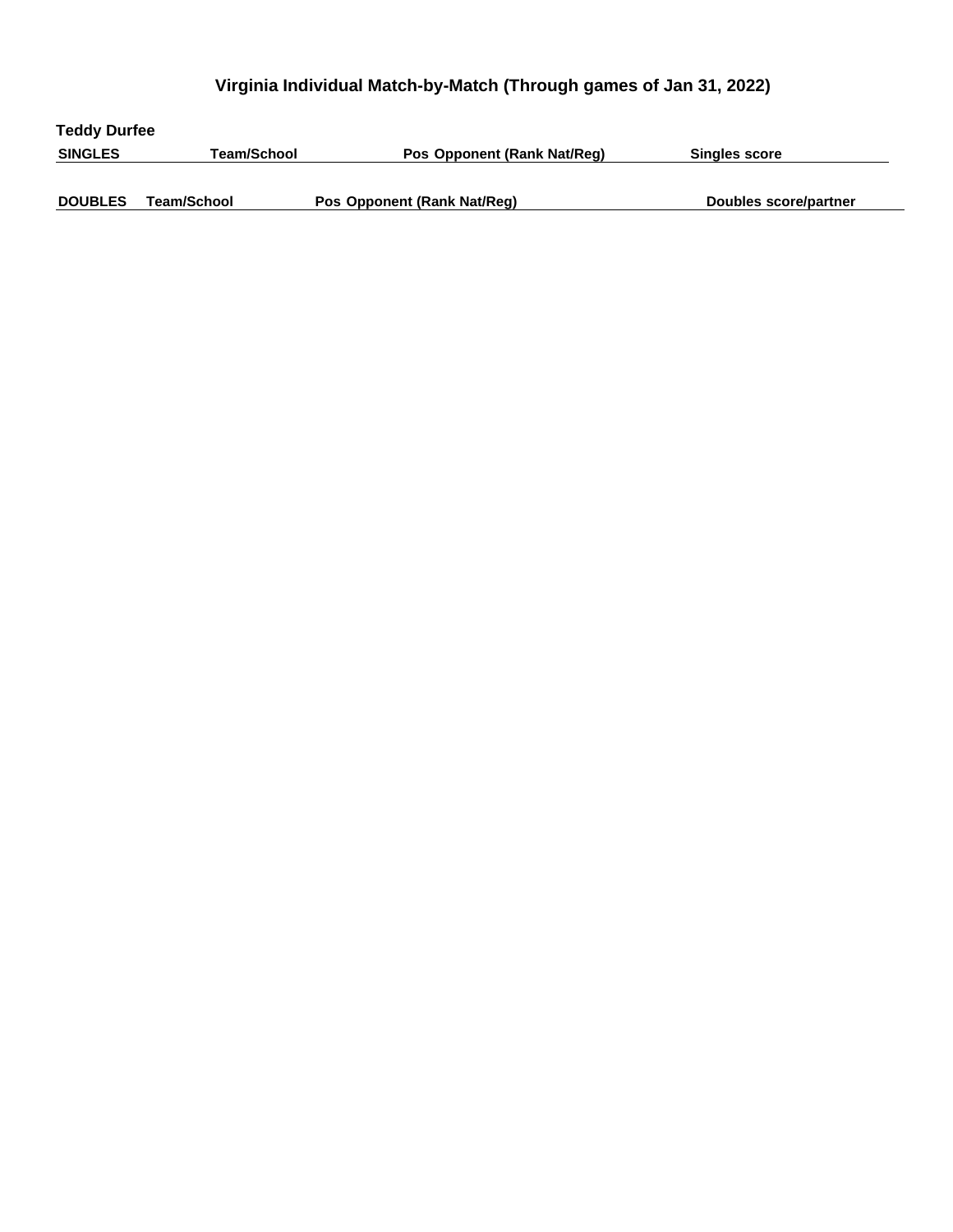# Virginia Individual Match-by-Match (Through games of Jan 31, 2022)

**Teddy Durfee**

| SINGLES | Team/School | Pos | Opponent (Rank Nat/Reg) | Singles score |
|---|---|---|---|---|

| DOUBLES | Team/School | Pos | Opponent (Rank Nat/Reg) | Doubles score/partner |
|---|---|---|---|---|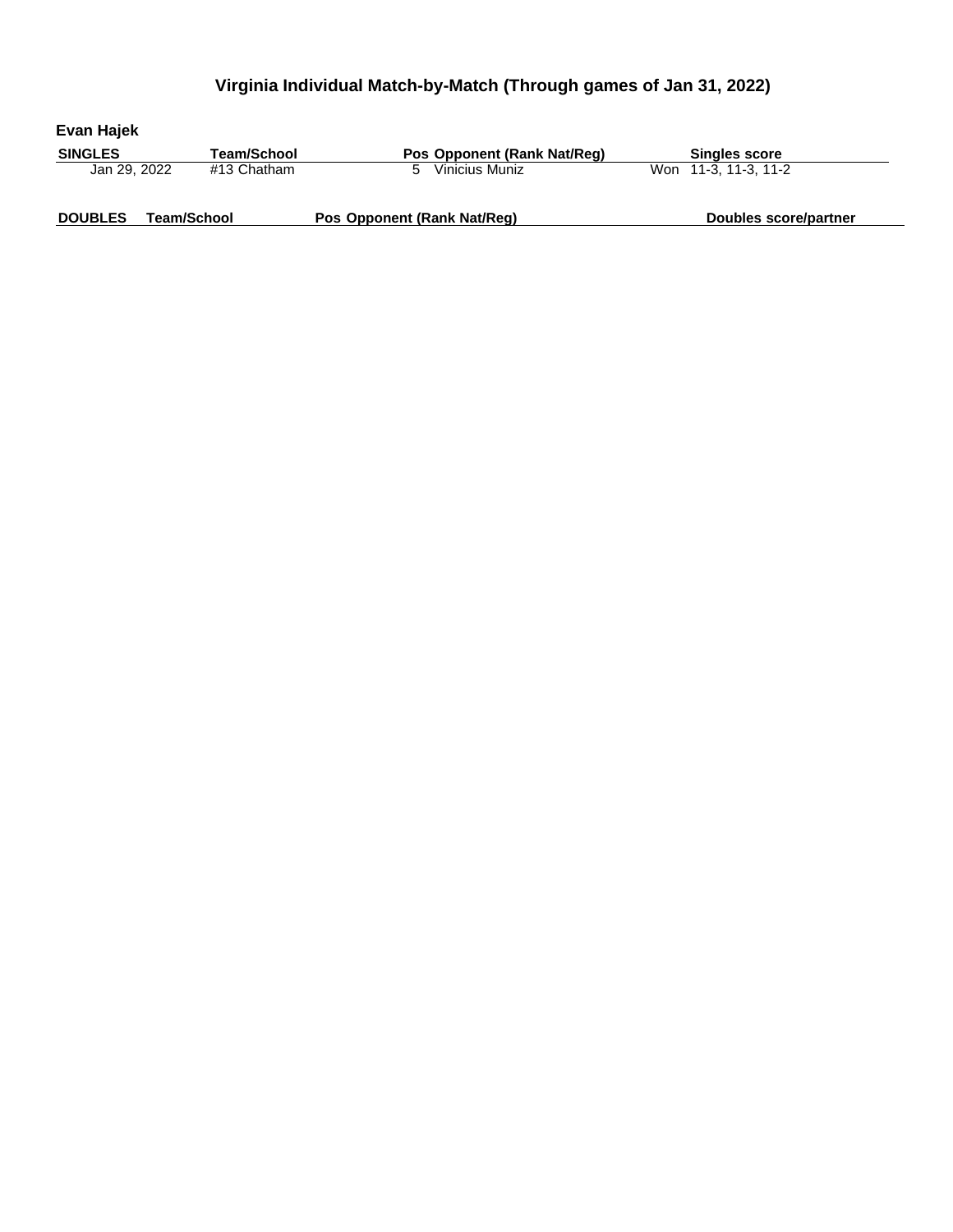# Virginia Individual Match-by-Match (Through games of Jan 31, 2022)

## Evan Hajek

| SINGLES | Team/School | Pos | Opponent (Rank Nat/Reg) | | Singles score |
|---|---|---|---|---|---|
| Jan 29, 2022 | #13 Chatham | 5 | Vinicius Muniz | Won | 11-3, 11-3, 11-2 |

| DOUBLES | Team/School | Pos | Opponent (Rank Nat/Reg) | Doubles score/partner |
|---|---|---|---|---|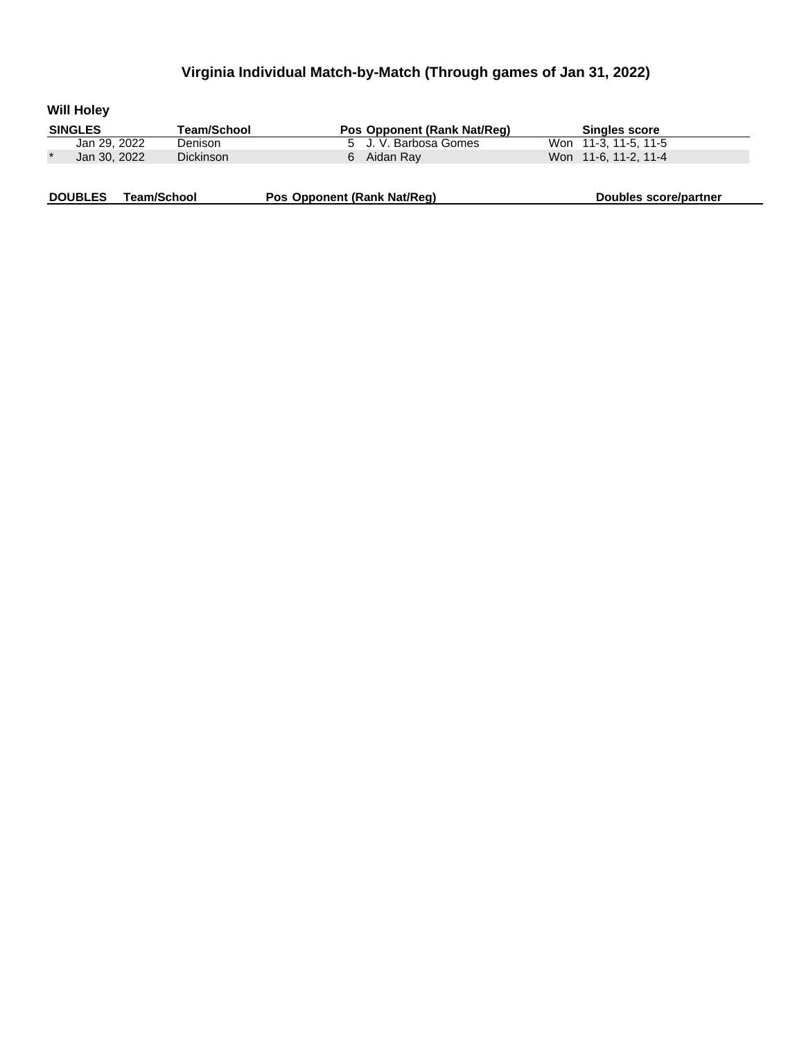# Virginia Individual Match-by-Match (Through games of Jan 31, 2022)

## Will Holey

| SINGLES | | Team/School | Pos | Opponent (Rank Nat/Reg) | | Singles score |
|---|---|---|---|---|---|---|
| | Jan 29, 2022 | Denison | 5 | J. V. Barbosa Gomes | Won | 11-3, 11-5, 11-5 |
| * | Jan 30, 2022 | Dickinson | 6 | Aidan Ray | Won | 11-6, 11-2, 11-4 |

| DOUBLES | Team/School | Pos | Opponent (Rank Nat/Reg) | Doubles score/partner |
|---|---|---|---|---|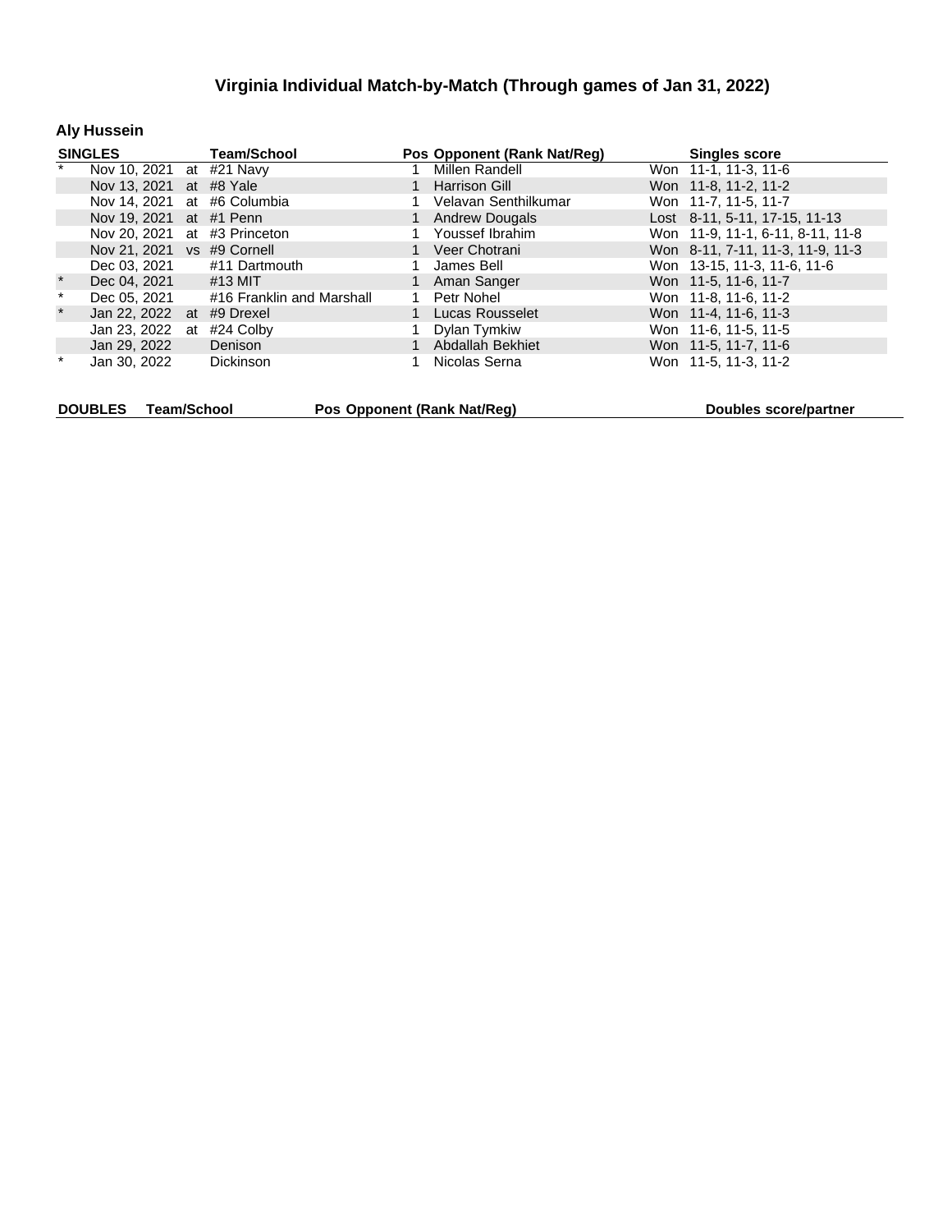# Virginia Individual Match-by-Match (Through games of Jan 31, 2022)

### Aly Hussein

| SINGLES | | | Team/School | Pos | Opponent (Rank Nat/Reg) | | Singles score |
|---|---|---|---|---|---|---|---|
| * | Nov 10, 2021 | at | #21 Navy | 1 | Millen Randell | Won | 11-1, 11-3, 11-6 |
| | Nov 13, 2021 | at | #8 Yale | 1 | Harrison Gill | Won | 11-8, 11-2, 11-2 |
| | Nov 14, 2021 | at | #6 Columbia | 1 | Velavan Senthilkumar | Won | 11-7, 11-5, 11-7 |
| | Nov 19, 2021 | at | #1 Penn | 1 | Andrew Dougals | Lost | 8-11, 5-11, 17-15, 11-13 |
| | Nov 20, 2021 | at | #3 Princeton | 1 | Youssef Ibrahim | Won | 11-9, 11-1, 6-11, 8-11, 11-8 |
| | Nov 21, 2021 | vs | #9 Cornell | 1 | Veer Chotrani | Won | 8-11, 7-11, 11-3, 11-9, 11-3 |
| | Dec 03, 2021 | | #11 Dartmouth | 1 | James Bell | Won | 13-15, 11-3, 11-6, 11-6 |
| * | Dec 04, 2021 | | #13 MIT | 1 | Aman Sanger | Won | 11-5, 11-6, 11-7 |
| * | Dec 05, 2021 | | #16 Franklin and Marshall | 1 | Petr Nohel | Won | 11-8, 11-6, 11-2 |
| * | Jan 22, 2022 | at | #9 Drexel | 1 | Lucas Rousselet | Won | 11-4, 11-6, 11-3 |
| | Jan 23, 2022 | at | #24 Colby | 1 | Dylan Tymkiw | Won | 11-6, 11-5, 11-5 |
| | Jan 29, 2022 | | Denison | 1 | Abdallah Bekhiet | Won | 11-5, 11-7, 11-6 |
| * | Jan 30, 2022 | | Dickinson | 1 | Nicolas Serna | Won | 11-5, 11-3, 11-2 |

| DOUBLES | Team/School | Pos | Opponent (Rank Nat/Reg) | Doubles score/partner |
|---|---|---|---|---|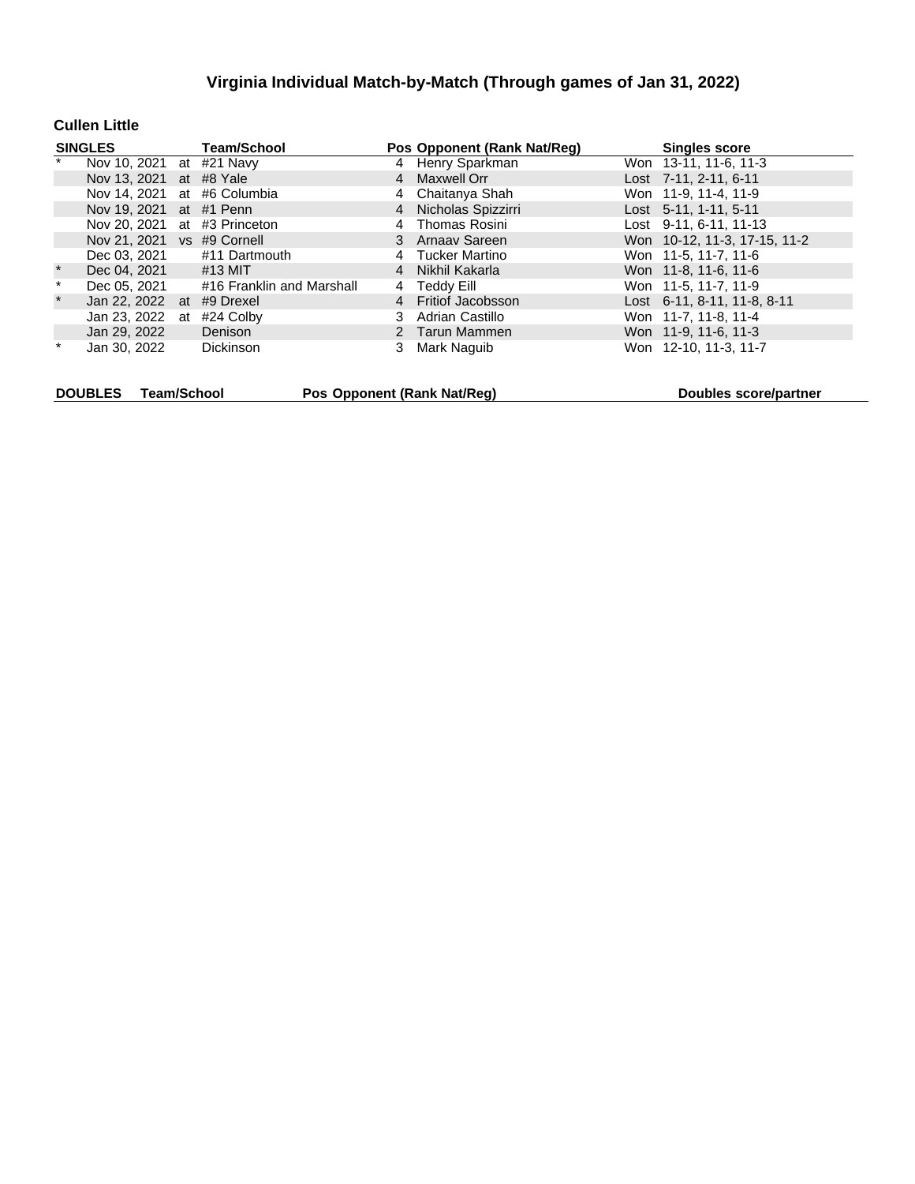# Virginia Individual Match-by-Match (Through games of Jan 31, 2022)

### Cullen Little

| SINGLES | | | Team/School | Pos | Opponent (Rank Nat/Reg) | | Singles score |
|---|---|---|---|---|---|---|---|
| * | Nov 10, 2021 | at | #21 Navy | 4 | Henry Sparkman | Won | 13-11, 11-6, 11-3 |
| | Nov 13, 2021 | at | #8 Yale | 4 | Maxwell Orr | Lost | 7-11, 2-11, 6-11 |
| | Nov 14, 2021 | at | #6 Columbia | 4 | Chaitanya Shah | Won | 11-9, 11-4, 11-9 |
| | Nov 19, 2021 | at | #1 Penn | 4 | Nicholas Spizzirri | Lost | 5-11, 1-11, 5-11 |
| | Nov 20, 2021 | at | #3 Princeton | 4 | Thomas Rosini | Lost | 9-11, 6-11, 11-13 |
| | Nov 21, 2021 | vs | #9 Cornell | 3 | Arnaav Sareen | Won | 10-12, 11-3, 17-15, 11-2 |
| | Dec 03, 2021 | | #11 Dartmouth | 4 | Tucker Martino | Won | 11-5, 11-7, 11-6 |
| * | Dec 04, 2021 | | #13 MIT | 4 | Nikhil Kakarla | Won | 11-8, 11-6, 11-6 |
| * | Dec 05, 2021 | | #16 Franklin and Marshall | 4 | Teddy Eill | Won | 11-5, 11-7, 11-9 |
| * | Jan 22, 2022 | at | #9 Drexel | 4 | Fritiof Jacobsson | Lost | 6-11, 8-11, 11-8, 8-11 |
| | Jan 23, 2022 | at | #24 Colby | 3 | Adrian Castillo | Won | 11-7, 11-8, 11-4 |
| | Jan 29, 2022 | | Denison | 2 | Tarun Mammen | Won | 11-9, 11-6, 11-3 |
| * | Jan 30, 2022 | | Dickinson | 3 | Mark Naguib | Won | 12-10, 11-3, 11-7 |

| DOUBLES | Team/School | Pos | Opponent (Rank Nat/Reg) | Doubles score/partner |
|---|---|---|---|---|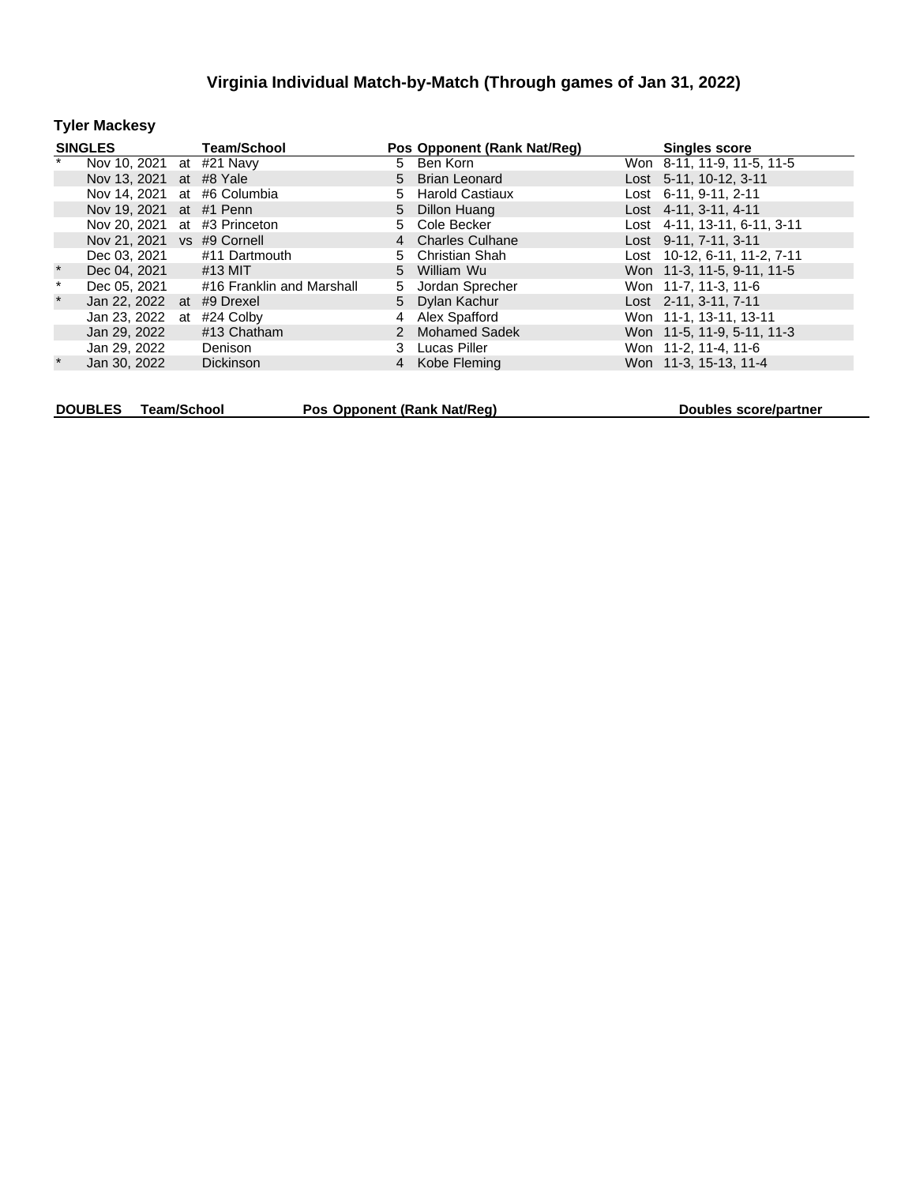# Virginia Individual Match-by-Match (Through games of Jan 31, 2022)

## Tyler Mackesy

| SINGLES | | | Team/School | Pos | Opponent (Rank Nat/Reg) | | Singles score |
|---|---|---|---|---|---|---|---|
| * | Nov 10, 2021 | at | #21 Navy | 5 | Ben Korn | Won | 8-11, 11-9, 11-5, 11-5 |
| | Nov 13, 2021 | at | #8 Yale | 5 | Brian Leonard | Lost | 5-11, 10-12, 3-11 |
| | Nov 14, 2021 | at | #6 Columbia | 5 | Harold Castiaux | Lost | 6-11, 9-11, 2-11 |
| | Nov 19, 2021 | at | #1 Penn | 5 | Dillon Huang | Lost | 4-11, 3-11, 4-11 |
| | Nov 20, 2021 | at | #3 Princeton | 5 | Cole Becker | Lost | 4-11, 13-11, 6-11, 3-11 |
| | Nov 21, 2021 | vs | #9 Cornell | 4 | Charles Culhane | Lost | 9-11, 7-11, 3-11 |
| | Dec 03, 2021 | | #11 Dartmouth | 5 | Christian Shah | Lost | 10-12, 6-11, 11-2, 7-11 |
| * | Dec 04, 2021 | | #13 MIT | 5 | William Wu | Won | 11-3, 11-5, 9-11, 11-5 |
| * | Dec 05, 2021 | | #16 Franklin and Marshall | 5 | Jordan Sprecher | Won | 11-7, 11-3, 11-6 |
| * | Jan 22, 2022 | at | #9 Drexel | 5 | Dylan Kachur | Lost | 2-11, 3-11, 7-11 |
| | Jan 23, 2022 | at | #24 Colby | 4 | Alex Spafford | Won | 11-1, 13-11, 13-11 |
| | Jan 29, 2022 | | #13 Chatham | 2 | Mohamed Sadek | Won | 11-5, 11-9, 5-11, 11-3 |
| | Jan 29, 2022 | | Denison | 3 | Lucas Piller | Won | 11-2, 11-4, 11-6 |
| * | Jan 30, 2022 | | Dickinson | 4 | Kobe Fleming | Won | 11-3, 15-13, 11-4 |

| DOUBLES | Team/School | Pos | Opponent (Rank Nat/Reg) | Doubles score/partner |
|---|---|---|---|---|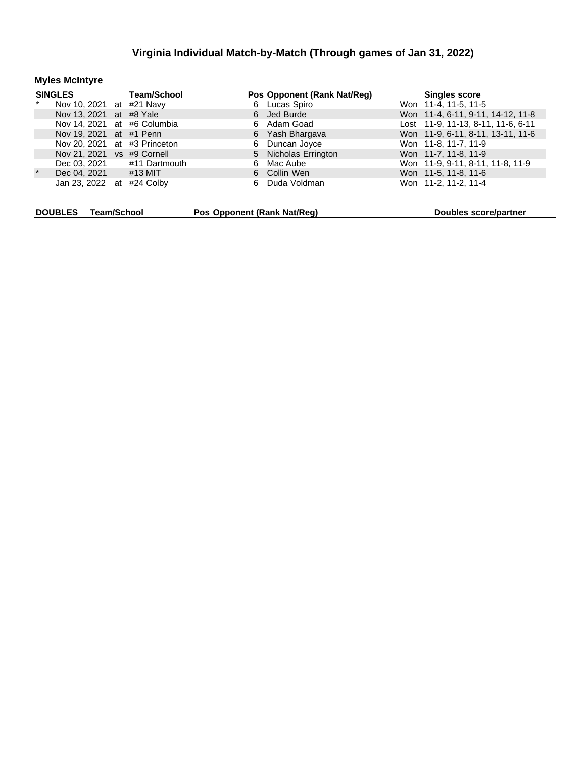## Virginia Individual Match-by-Match (Through games of Jan 31, 2022)

### Myles McIntyre

| SINGLES | | | Team/School | Pos | Opponent (Rank Nat/Reg) | | Singles score |
|---|---|---|---|---|---|---|---|
| * | Nov 10, 2021 | at | #21 Navy | 6 | Lucas Spiro | Won | 11-4, 11-5, 11-5 |
| | Nov 13, 2021 | at | #8 Yale | 6 | Jed Burde | Won | 11-4, 6-11, 9-11, 14-12, 11-8 |
| | Nov 14, 2021 | at | #6 Columbia | 6 | Adam Goad | Lost | 11-9, 11-13, 8-11, 11-6, 6-11 |
| | Nov 19, 2021 | at | #1 Penn | 6 | Yash Bhargava | Won | 11-9, 6-11, 8-11, 13-11, 11-6 |
| | Nov 20, 2021 | at | #3 Princeton | 6 | Duncan Joyce | Won | 11-8, 11-7, 11-9 |
| | Nov 21, 2021 | vs | #9 Cornell | 5 | Nicholas Errington | Won | 11-7, 11-8, 11-9 |
| | Dec 03, 2021 | | #11 Dartmouth | 6 | Mac Aube | Won | 11-9, 9-11, 8-11, 11-8, 11-9 |
| * | Dec 04, 2021 | | #13 MIT | 6 | Collin Wen | Won | 11-5, 11-8, 11-6 |
| | Jan 23, 2022 | at | #24 Colby | 6 | Duda Voldman | Won | 11-2, 11-2, 11-4 |

| DOUBLES | Team/School | Pos | Opponent (Rank Nat/Reg) | Doubles score/partner |
|---|---|---|---|---|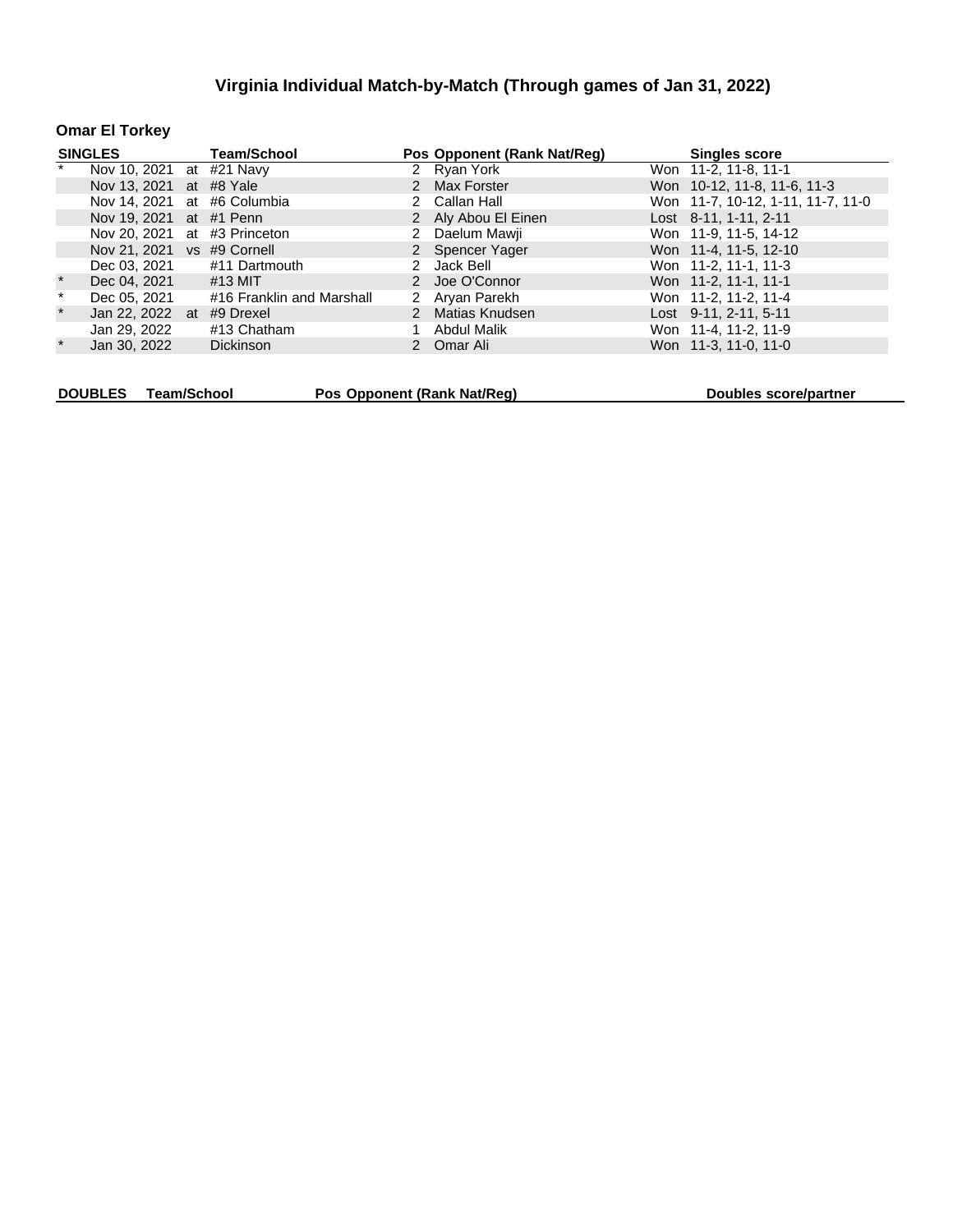## Virginia Individual Match-by-Match (Through games of Jan 31, 2022)

### Omar El Torkey

| SINGLES | | | Team/School | Pos | Opponent (Rank Nat/Reg) | | Singles score |
|---|---|---|---|---|---|---|---|
| * | Nov 10, 2021 | at | #21 Navy | 2 | Ryan York | Won | 11-2, 11-8, 11-1 |
| | Nov 13, 2021 | at | #8 Yale | 2 | Max Forster | Won | 10-12, 11-8, 11-6, 11-3 |
| | Nov 14, 2021 | at | #6 Columbia | 2 | Callan Hall | Won | 11-7, 10-12, 1-11, 11-7, 11-0 |
| | Nov 19, 2021 | at | #1 Penn | 2 | Aly Abou El Einen | Lost | 8-11, 1-11, 2-11 |
| | Nov 20, 2021 | at | #3 Princeton | 2 | Daelum Mawji | Won | 11-9, 11-5, 14-12 |
| | Nov 21, 2021 | vs | #9 Cornell | 2 | Spencer Yager | Won | 11-4, 11-5, 12-10 |
| | Dec 03, 2021 | | #11 Dartmouth | 2 | Jack Bell | Won | 11-2, 11-1, 11-3 |
| * | Dec 04, 2021 | | #13 MIT | 2 | Joe O'Connor | Won | 11-2, 11-1, 11-1 |
| * | Dec 05, 2021 | | #16 Franklin and Marshall | 2 | Aryan Parekh | Won | 11-2, 11-2, 11-4 |
| * | Jan 22, 2022 | at | #9 Drexel | 2 | Matias Knudsen | Lost | 9-11, 2-11, 5-11 |
| | Jan 29, 2022 | | #13 Chatham | 1 | Abdul Malik | Won | 11-4, 11-2, 11-9 |
| * | Jan 30, 2022 | | Dickinson | 2 | Omar Ali | Won | 11-3, 11-0, 11-0 |

| DOUBLES | Team/School | Pos | Opponent (Rank Nat/Reg) | Doubles score/partner |
|---|---|---|---|---|